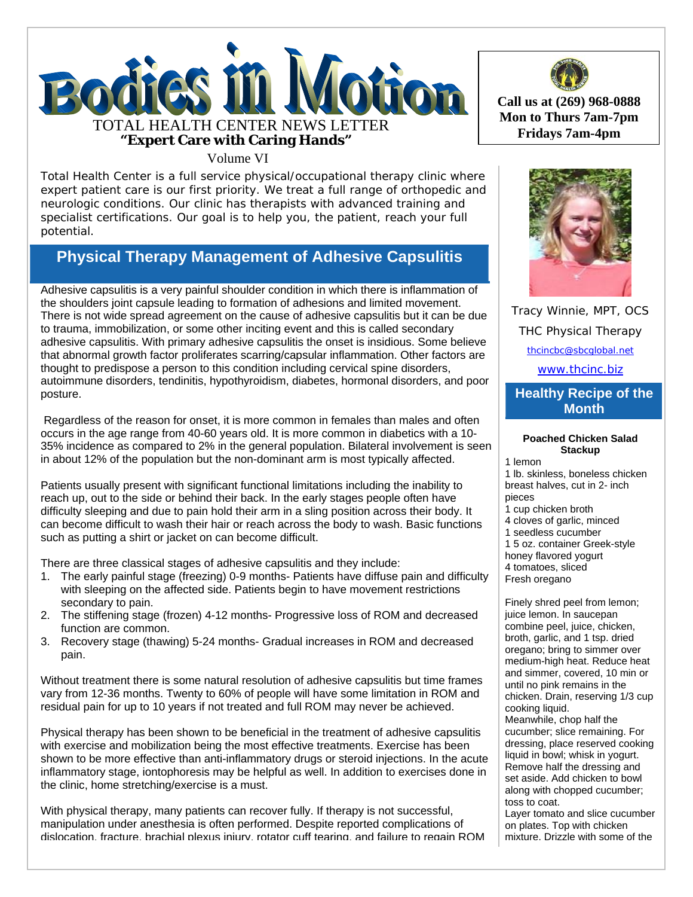# Bodies in Motion

TOTAL HEALTH CENTER NEWS LETTER

**"Expert Care with Caring Hands"**

Volume VI

**Call us at (269) 968-0888**
**Mon to Thurs 7am-7pm**
**Fridays 7am-4pm**

Total Health Center is a full service physical/occupational therapy clinic where expert patient care is our first priority. We treat a full range of orthopedic and neurologic conditions. Our clinic has therapists with advanced training and specialist certifications. Our goal is to help you, the patient, reach your full potential.

## Physical Therapy Management of Adhesive Capsulitis

Adhesive capsulitis is a very painful shoulder condition in which there is inflammation of the shoulders joint capsule leading to formation of adhesions and limited movement. There is not wide spread agreement on the cause of adhesive capsulitis but it can be due to trauma, immobilization, or some other inciting event and this is called secondary adhesive capsulitis. With primary adhesive capsulitis the onset is insidious. Some believe that abnormal growth factor proliferates scarring/capsular inflammation. Other factors are thought to predispose a person to this condition including cervical spine disorders, autoimmune disorders, tendinitis, hypothyroidism, diabetes, hormonal disorders, and poor posture.

Regardless of the reason for onset, it is more common in females than males and often occurs in the age range from 40-60 years old. It is more common in diabetics with a 10-35% incidence as compared to 2% in the general population. Bilateral involvement is seen in about 12% of the population but the non-dominant arm is most typically affected.

Patients usually present with significant functional limitations including the inability to reach up, out to the side or behind their back. In the early stages people often have difficulty sleeping and due to pain hold their arm in a sling position across their body. It can become difficult to wash their hair or reach across the body to wash. Basic functions such as putting a shirt or jacket on can become difficult.

There are three classical stages of adhesive capsulitis and they include:

1. The early painful stage (freezing) 0-9 months- Patients have diffuse pain and difficulty with sleeping on the affected side. Patients begin to have movement restrictions secondary to pain.
2. The stiffening stage (frozen) 4-12 months- Progressive loss of ROM and decreased function are common.
3. Recovery stage (thawing) 5-24 months- Gradual increases in ROM and decreased pain.

Without treatment there is some natural resolution of adhesive capsulitis but time frames vary from 12-36 months. Twenty to 60% of people will have some limitation in ROM and residual pain for up to 10 years if not treated and full ROM may never be achieved.

Physical therapy has been shown to be beneficial in the treatment of adhesive capsulitis with exercise and mobilization being the most effective treatments. Exercise has been shown to be more effective than anti-inflammatory drugs or steroid injections. In the acute inflammatory stage, iontophoresis may be helpful as well. In addition to exercises done in the clinic, home stretching/exercise is a must.

With physical therapy, many patients can recover fully. If therapy is not successful, manipulation under anesthesia is often performed. Despite reported complications of dislocation, fracture, brachial plexus injury, rotator cuff tearing, and failure to regain ROM

Tracy Winnie, MPT, OCS

THC Physical Therapy

thcincbc@sbcglobal.net

www.thcinc.biz

## Healthy Recipe of the Month

**Poached Chicken Salad Stackup**

1 lemon
1 lb. skinless, boneless chicken breast halves, cut in 2- inch pieces
1 cup chicken broth
4 cloves of garlic, minced
1 seedless cucumber
1 5 oz. container Greek-style honey flavored yogurt
4 tomatoes, sliced
Fresh oregano

Finely shred peel from lemon; juice lemon. In saucepan combine peel, juice, chicken, broth, garlic, and 1 tsp. dried oregano; bring to simmer over medium-high heat. Reduce heat and simmer, covered, 10 min or until no pink remains in the chicken. Drain, reserving 1/3 cup cooking liquid.

Meanwhile, chop half the cucumber; slice remaining. For dressing, place reserved cooking liquid in bowl; whisk in yogurt. Remove half the dressing and set aside. Add chicken to bowl along with chopped cucumber; toss to coat.

Layer tomato and slice cucumber on plates. Top with chicken mixture. Drizzle with some of the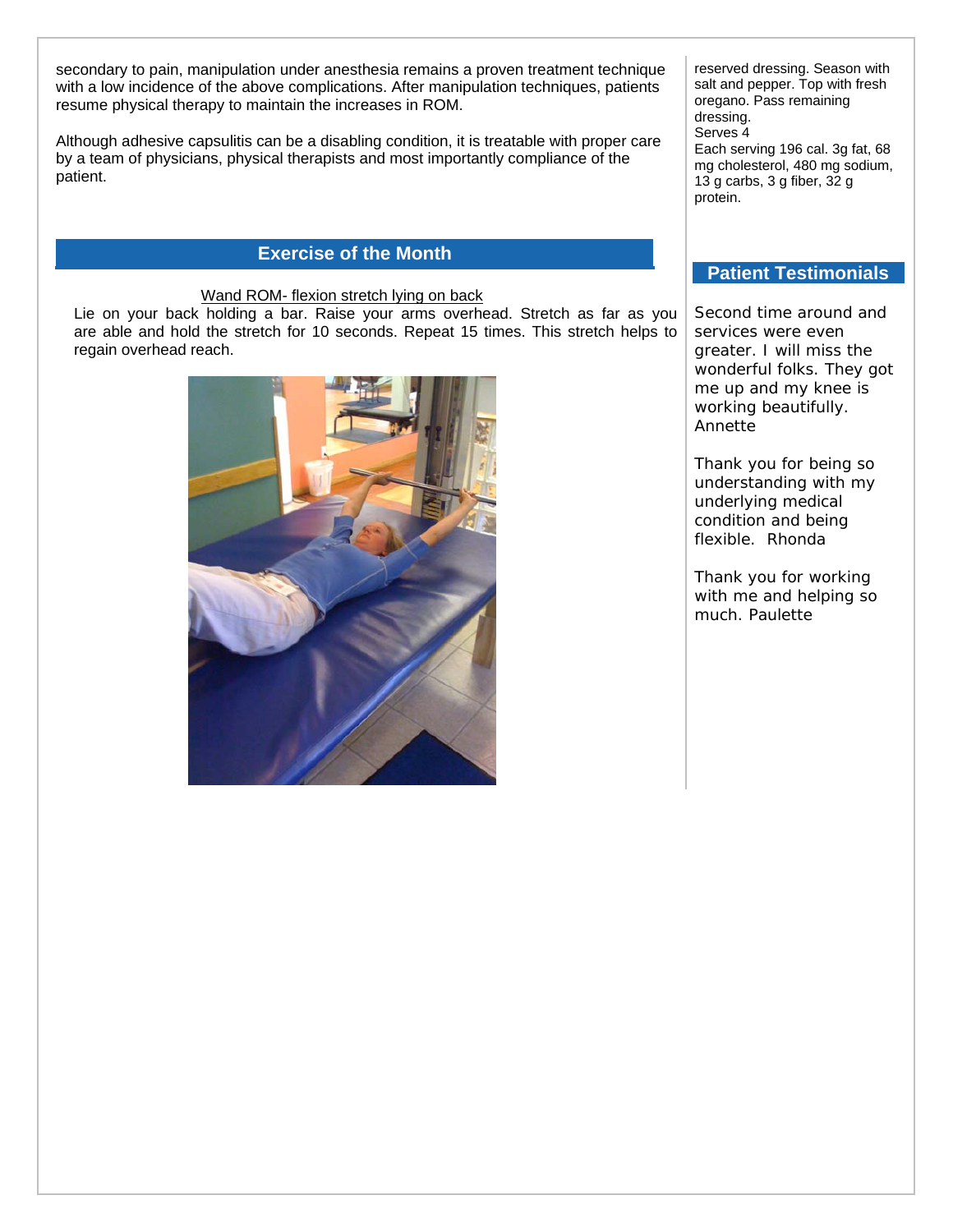secondary to pain, manipulation under anesthesia remains a proven treatment technique with a low incidence of the above complications. After manipulation techniques, patients resume physical therapy to maintain the increases in ROM.

Although adhesive capsulitis can be a disabling condition, it is treatable with proper care by a team of physicians, physical therapists and most importantly compliance of the patient.

## Exercise of the Month

Wand ROM- flexion stretch lying on back

Lie on your back holding a bar. Raise your arms overhead. Stretch as far as you are able and hold the stretch for 10 seconds. Repeat 15 times. This stretch helps to regain overhead reach.

reserved dressing. Season with salt and pepper. Top with fresh oregano. Pass remaining dressing.
Serves 4
Each serving 196 cal. 3g fat, 68 mg cholesterol, 480 mg sodium, 13 g carbs, 3 g fiber, 32 g protein.

## Patient Testimonials

Second time around and services were even greater. I will miss the wonderful folks. They got me up and my knee is working beautifully. Annette

Thank you for being so understanding with my underlying medical condition and being flexible. Rhonda

Thank you for working with me and helping so much. Paulette